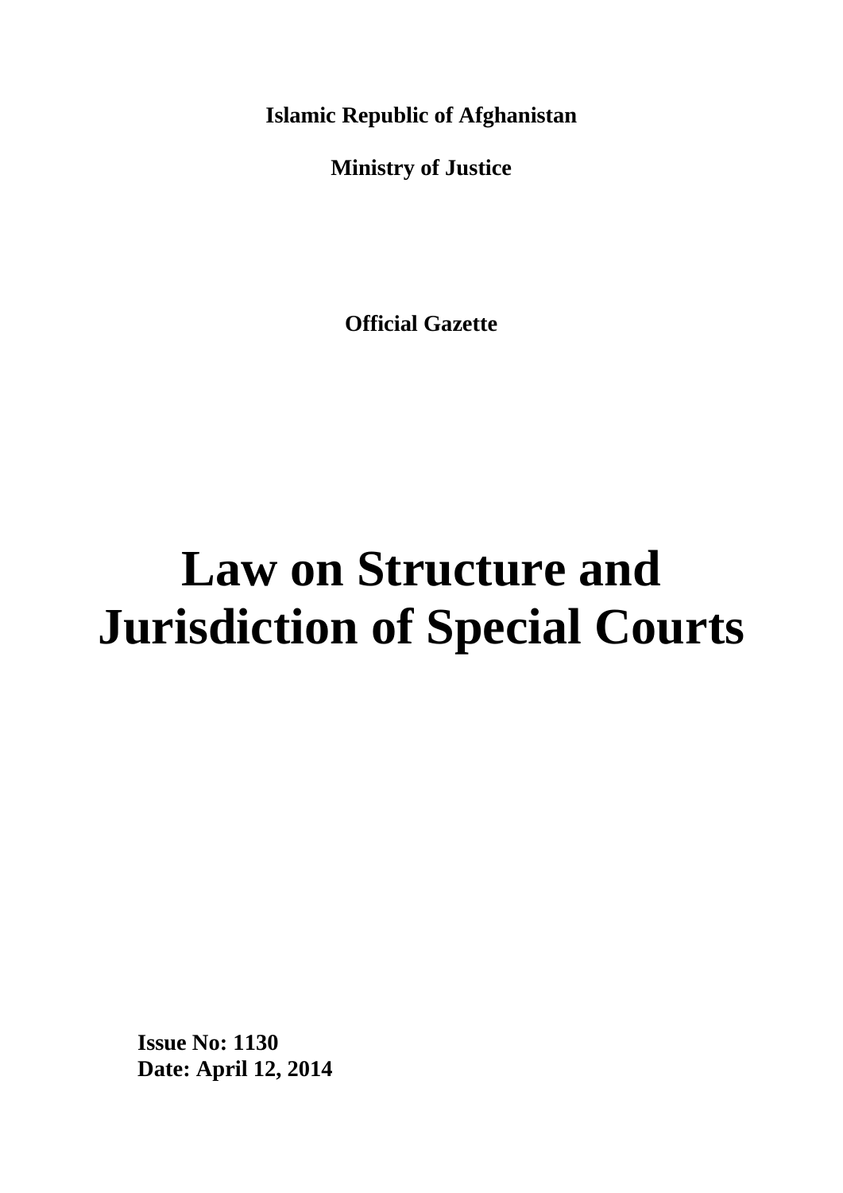**Islamic Republic of Afghanistan**

**Ministry of Justice**

**Official Gazette**

# Law on Structure and Jurisdiction of Special Courts

**Issue No: 1130**
**Date: April 12, 2014**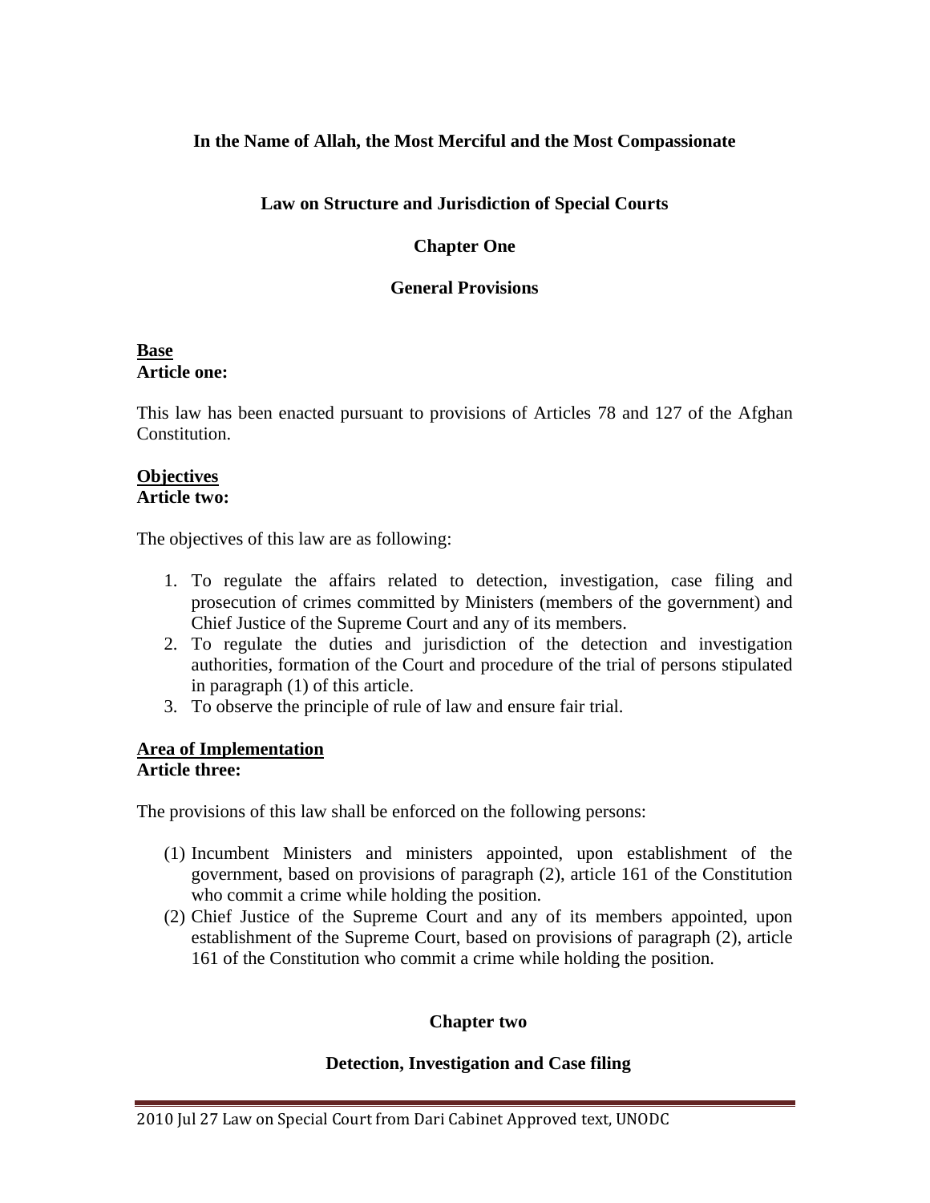**In the Name of Allah, the Most Merciful and the Most Compassionate**

# Law on Structure and Jurisdiction of Special Courts

## Chapter One

## General Provisions

**Base**
**Article one:**

This law has been enacted pursuant to provisions of Articles 78 and 127 of the Afghan Constitution.

**Objectives**
**Article two:**

The objectives of this law are as following:

1. To regulate the affairs related to detection, investigation, case filing and prosecution of crimes committed by Ministers (members of the government) and Chief Justice of the Supreme Court and any of its members.
2. To regulate the duties and jurisdiction of the detection and investigation authorities, formation of the Court and procedure of the trial of persons stipulated in paragraph (1) of this article.
3. To observe the principle of rule of law and ensure fair trial.

**Area of Implementation**
**Article three:**

The provisions of this law shall be enforced on the following persons:

(1) Incumbent Ministers and ministers appointed, upon establishment of the government, based on provisions of paragraph (2), article 161 of the Constitution who commit a crime while holding the position.

(2) Chief Justice of the Supreme Court and any of its members appointed, upon establishment of the Supreme Court, based on provisions of paragraph (2), article 161 of the Constitution who commit a crime while holding the position.

## Chapter two

## Detection, Investigation and Case filing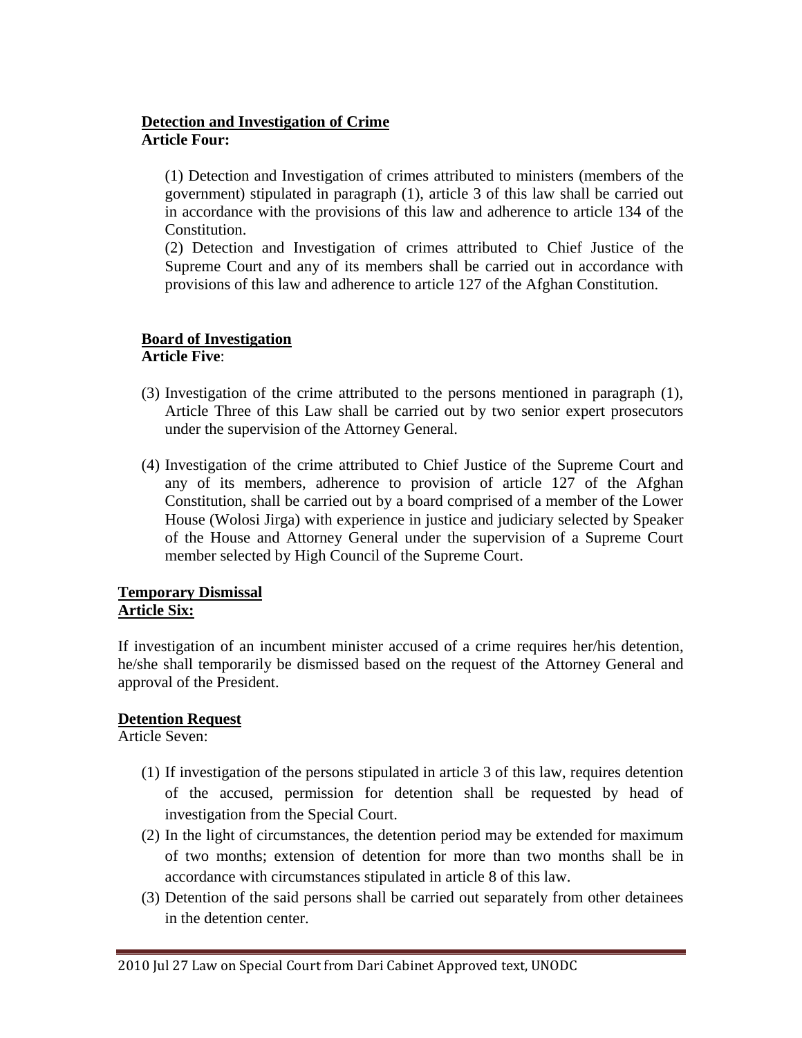**<u>Detection and Investigation of Crime</u>**
**Article Four:**

(1) Detection and Investigation of crimes attributed to ministers (members of the government) stipulated in paragraph (1), article 3 of this law shall be carried out in accordance with the provisions of this law and adherence to article 134 of the Constitution.
(2) Detection and Investigation of crimes attributed to Chief Justice of the Supreme Court and any of its members shall be carried out in accordance with provisions of this law and adherence to article 127 of the Afghan Constitution.

**<u>Board of Investigation</u>**
**Article Five**:

(3) Investigation of the crime attributed to the persons mentioned in paragraph (1), Article Three of this Law shall be carried out by two senior expert prosecutors under the supervision of the Attorney General.

(4) Investigation of the crime attributed to Chief Justice of the Supreme Court and any of its members, adherence to provision of article 127 of the Afghan Constitution, shall be carried out by a board comprised of a member of the Lower House (Wolosi Jirga) with experience in justice and judiciary selected by Speaker of the House and Attorney General under the supervision of a Supreme Court member selected by High Council of the Supreme Court.

**<u>Temporary Dismissal</u>**
**<u>Article Six:</u>**

If investigation of an incumbent minister accused of a crime requires her/his detention, he/she shall temporarily be dismissed based on the request of the Attorney General and approval of the President.

**<u>Detention Request</u>**
Article Seven:

(1) If investigation of the persons stipulated in article 3 of this law, requires detention of the accused, permission for detention shall be requested by head of investigation from the Special Court.
(2) In the light of circumstances, the detention period may be extended for maximum of two months; extension of detention for more than two months shall be in accordance with circumstances stipulated in article 8 of this law.
(3) Detention of the said persons shall be carried out separately from other detainees in the detention center.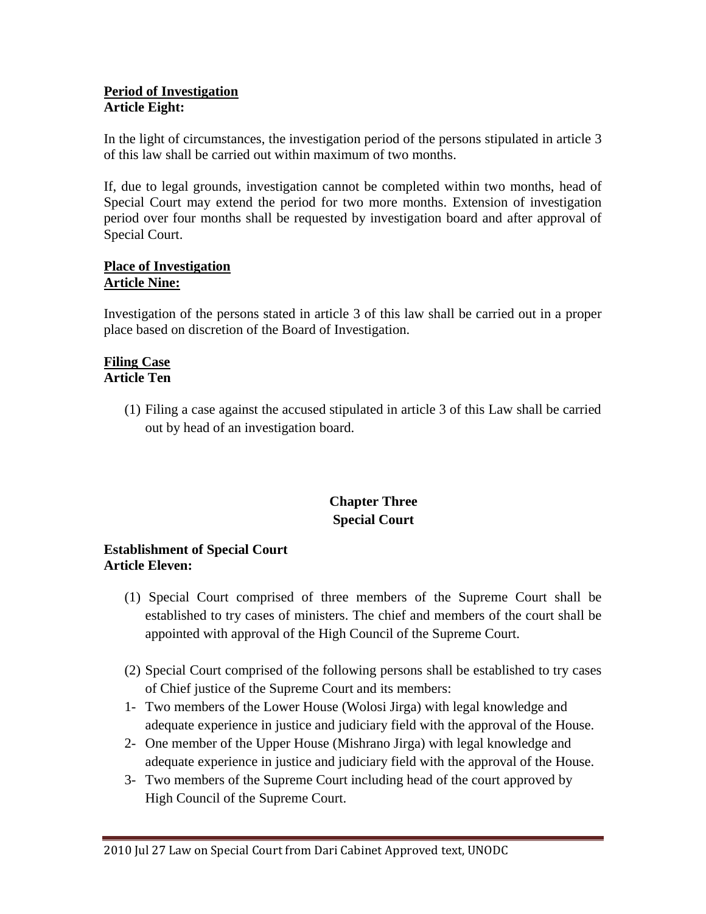**Period of Investigation**
**Article Eight:**

In the light of circumstances, the investigation period of the persons stipulated in article 3 of this law shall be carried out within maximum of two months.

If, due to legal grounds, investigation cannot be completed within two months, head of Special Court may extend the period for two more months. Extension of investigation period over four months shall be requested by investigation board and after approval of Special Court.

**Place of Investigation**
**Article Nine:**

Investigation of the persons stated in article 3 of this law shall be carried out in a proper place based on discretion of the Board of Investigation.

**Filing Case**
**Article Ten**

(1) Filing a case against the accused stipulated in article 3 of this Law shall be carried out by head of an investigation board.

## Chapter Three
## Special Court

**Establishment of Special Court**
**Article Eleven:**

(1) Special Court comprised of three members of the Supreme Court shall be established to try cases of ministers. The chief and members of the court shall be appointed with approval of the High Council of the Supreme Court.

(2) Special Court comprised of the following persons shall be established to try cases of Chief justice of the Supreme Court and its members:

1- Two members of the Lower House (Wolosi Jirga) with legal knowledge and adequate experience in justice and judiciary field with the approval of the House.
2- One member of the Upper House (Mishrano Jirga) with legal knowledge and adequate experience in justice and judiciary field with the approval of the House.
3- Two members of the Supreme Court including head of the court approved by High Council of the Supreme Court.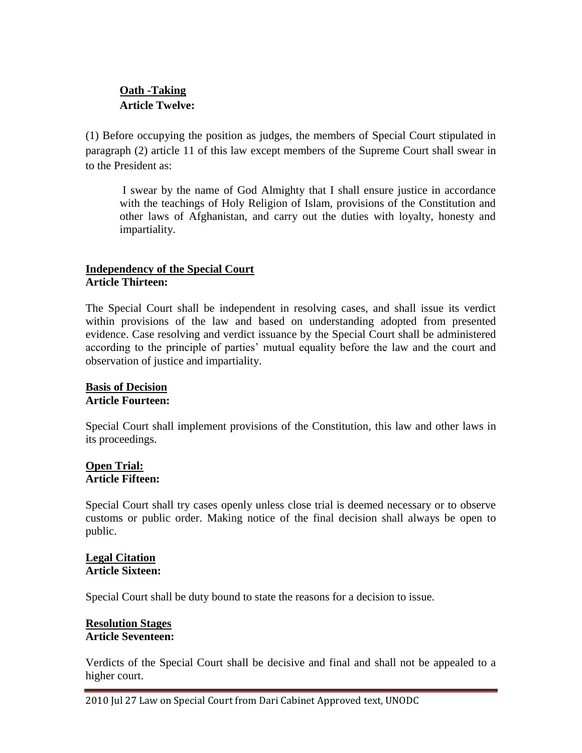**Oath -Taking**
**Article Twelve:**

(1) Before occupying the position as judges, the members of Special Court stipulated in paragraph (2) article 11 of this law except members of the Supreme Court shall swear in to the President as:

> I swear by the name of God Almighty that I shall ensure justice in accordance with the teachings of Holy Religion of Islam, provisions of the Constitution and other laws of Afghanistan, and carry out the duties with loyalty, honesty and impartiality.

**Independency of the Special Court**
**Article Thirteen:**

The Special Court shall be independent in resolving cases, and shall issue its verdict within provisions of the law and based on understanding adopted from presented evidence. Case resolving and verdict issuance by the Special Court shall be administered according to the principle of parties' mutual equality before the law and the court and observation of justice and impartiality.

**Basis of Decision**
**Article Fourteen:**

Special Court shall implement provisions of the Constitution, this law and other laws in its proceedings.

**Open Trial:**
**Article Fifteen:**

Special Court shall try cases openly unless close trial is deemed necessary or to observe customs or public order. Making notice of the final decision shall always be open to public.

**Legal Citation**
**Article Sixteen:**

Special Court shall be duty bound to state the reasons for a decision to issue.

**Resolution Stages**
**Article Seventeen:**

Verdicts of the Special Court shall be decisive and final and shall not be appealed to a higher court.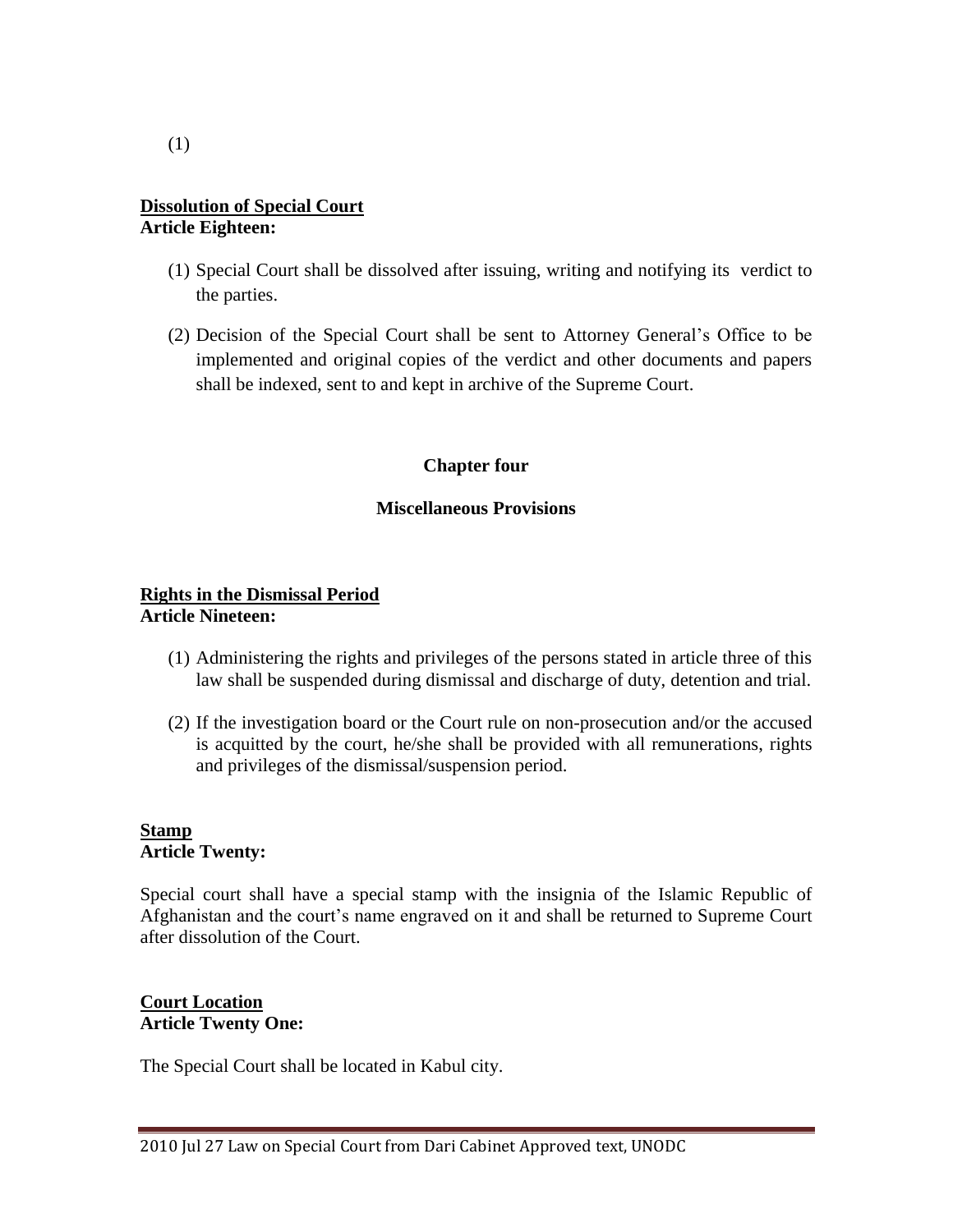(1)

**Dissolution of Special Court**
**Article Eighteen:**

(1) Special Court shall be dissolved after issuing, writing and notifying its verdict to the parties.

(2) Decision of the Special Court shall be sent to Attorney General's Office to be implemented and original copies of the verdict and other documents and papers shall be indexed, sent to and kept in archive of the Supreme Court.

## Chapter four

## Miscellaneous Provisions

**Rights in the Dismissal Period**
**Article Nineteen:**

(1) Administering the rights and privileges of the persons stated in article three of this law shall be suspended during dismissal and discharge of duty, detention and trial.

(2) If the investigation board or the Court rule on non-prosecution and/or the accused is acquitted by the court, he/she shall be provided with all remunerations, rights and privileges of the dismissal/suspension period.

**Stamp**
**Article Twenty:**

Special court shall have a special stamp with the insignia of the Islamic Republic of Afghanistan and the court's name engraved on it and shall be returned to Supreme Court after dissolution of the Court.

**Court Location**
**Article Twenty One:**

The Special Court shall be located in Kabul city.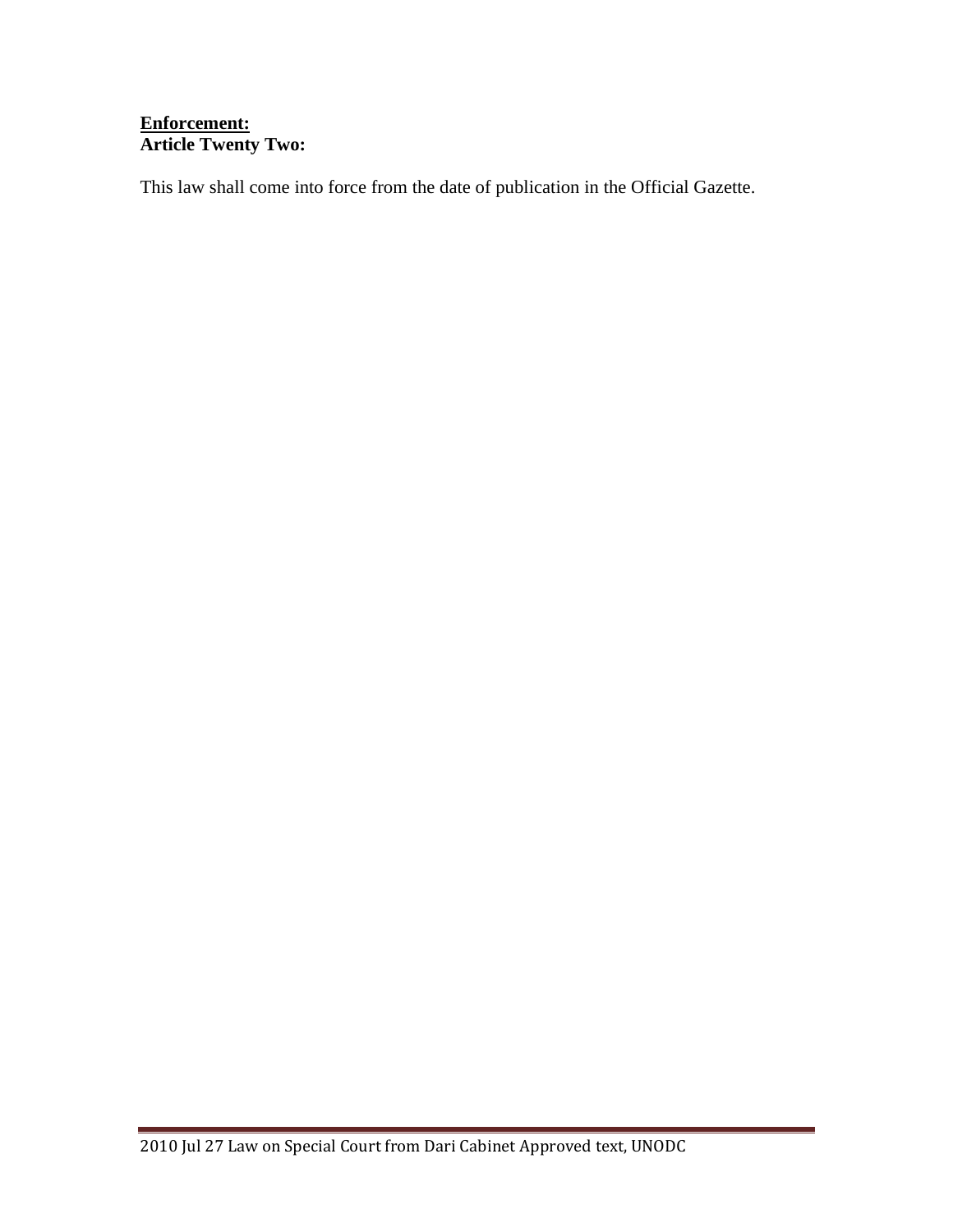**Enforcement:**
**Article Twenty Two:**

This law shall come into force from the date of publication in the Official Gazette.